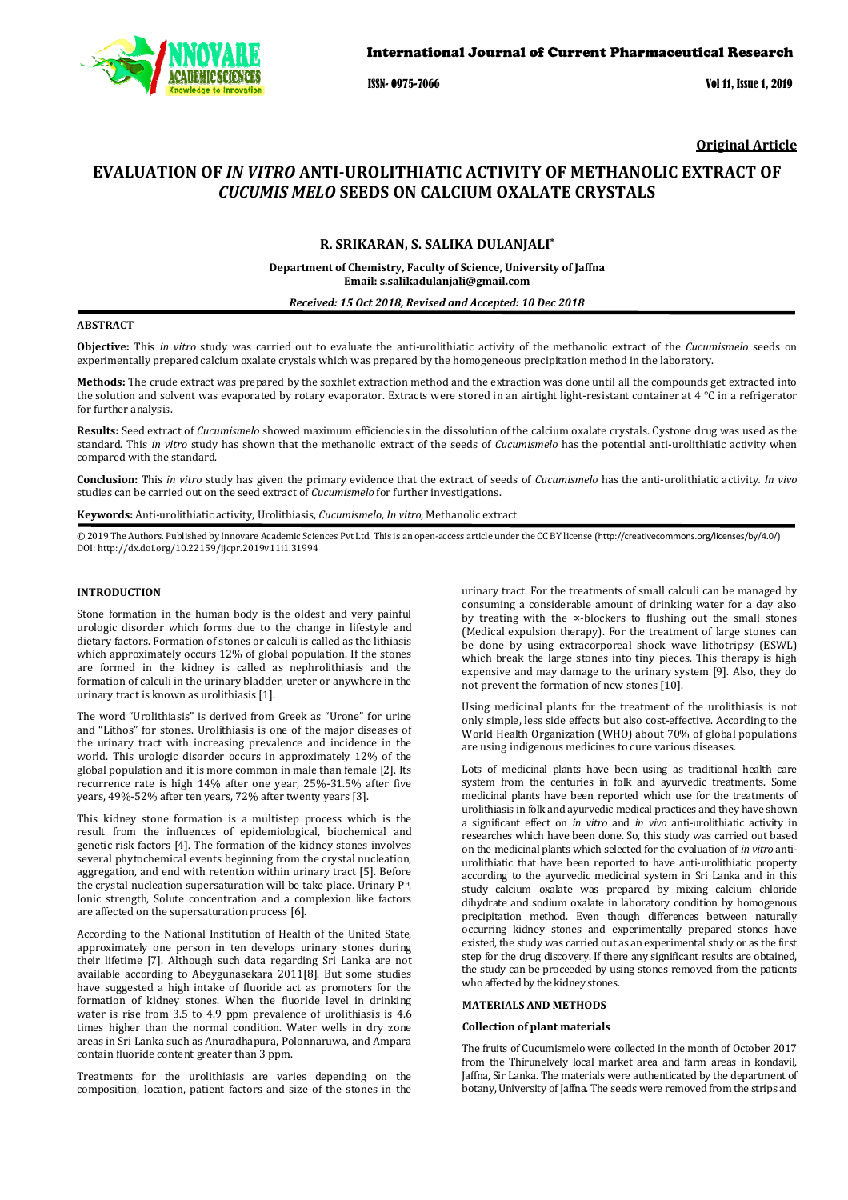**Original Article**

# EVALUATION OF *IN VITRO* ANTI-UROLITHIATIC ACTIVITY OF METHANOLIC EXTRACT OF *CUCUMIS MELO* SEEDS ON CALCIUM OXALATE CRYSTALS

## R. SRIKARAN, S. SALIKA DULANJALI*

**Department of Chemistry, Faculty of Science, University of Jaffna**
**Email: s.salikadulanjali@gmail.com**

***Received: 15 Oct 2018, Revised and Accepted: 10 Dec 2018***

### ABSTRACT

**Objective:** This *in vitro* study was carried out to evaluate the anti-urolithiatic activity of the methanolic extract of the *Cucumismelo* seeds on experimentally prepared calcium oxalate crystals which was prepared by the homogeneous precipitation method in the laboratory.

**Methods:** The crude extract was prepared by the soxhlet extraction method and the extraction was done until all the compounds get extracted into the solution and solvent was evaporated by rotary evaporator. Extracts were stored in an airtight light-resistant container at 4 °C in a refrigerator for further analysis.

**Results:** Seed extract of *Cucumismelo* showed maximum efficiencies in the dissolution of the calcium oxalate crystals. Cystone drug was used as the standard. This *in vitro* study has shown that the methanolic extract of the seeds of *Cucumismelo* has the potential anti-urolithiatic activity when compared with the standard.

**Conclusion:** This *in vitro* study has given the primary evidence that the extract of seeds of *Cucumismelo* has the anti-urolithiatic activity. *In vivo* studies can be carried out on the seed extract of *Cucumismelo* for further investigations.

**Keywords:** Anti-urolithiatic activity, Urolithiasis, *Cucumismelo*, *In vitro*, Methanolic extract

© 2019 The Authors. Published by Innovare Academic Sciences Pvt Ltd. This is an open-access article under the CC BY license (http://creativecommons.org/licenses/by/4.0/)
DOI: http://dx.doi.org/10.22159/ijcpr.2019v11i1.31994

### INTRODUCTION

Stone formation in the human body is the oldest and very painful urologic disorder which forms due to the change in lifestyle and dietary factors. Formation of stones or calculi is called as the lithiasis which approximately occurs 12% of global population. If the stones are formed in the kidney is called as nephrolithiasis and the formation of calculi in the urinary bladder, ureter or anywhere in the urinary tract is known as urolithiasis [1].

The word "Urolithiasis" is derived from Greek as "Urone" for urine and "Lithos" for stones. Urolithiasis is one of the major diseases of the urinary tract with increasing prevalence and incidence in the world. This urologic disorder occurs in approximately 12% of the global population and it is more common in male than female [2]. Its recurrence rate is high 14% after one year, 25%-31.5% after five years, 49%-52% after ten years, 72% after twenty years [3].

This kidney stone formation is a multistep process which is the result from the influences of epidemiological, biochemical and genetic risk factors [4]. The formation of the kidney stones involves several phytochemical events beginning from the crystal nucleation, aggregation, and end with retention within urinary tract [5]. Before the crystal nucleation supersaturation will be take place. Urinary P$^H$, Ionic strength, Solute concentration and a complexion like factors are affected on the supersaturation process [6].

According to the National Institution of Health of the United State, approximately one person in ten develops urinary stones during their lifetime [7]. Although such data regarding Sri Lanka are not available according to Abeygunasekara 2011[8]. But some studies have suggested a high intake of fluoride act as promoters for the formation of kidney stones. When the fluoride level in drinking water is rise from 3.5 to 4.9 ppm prevalence of urolithiasis is 4.6 times higher than the normal condition. Water wells in dry zone areas in Sri Lanka such as Anuradhapura, Polonnaruwa, and Ampara contain fluoride content greater than 3 ppm.

Treatments for the urolithiasis are varies depending on the composition, location, patient factors and size of the stones in the urinary tract. For the treatments of small calculi can be managed by consuming a considerable amount of drinking water for a day also by treating with the ∝-blockers to flushing out the small stones (Medical expulsion therapy). For the treatment of large stones can be done by using extracorporeal shock wave lithotripsy (ESWL) which break the large stones into tiny pieces. This therapy is high expensive and may damage to the urinary system [9]. Also, they do not prevent the formation of new stones [10].

Using medicinal plants for the treatment of the urolithiasis is not only simple, less side effects but also cost-effective. According to the World Health Organization (WHO) about 70% of global populations are using indigenous medicines to cure various diseases.

Lots of medicinal plants have been using as traditional health care system from the centuries in folk and ayurvedic treatments. Some medicinal plants have been reported which use for the treatments of urolithiasis in folk and ayurvedic medical practices and they have shown a significant effect on *in vitro* and *in vivo* anti-urolithiatic activity in researches which have been done. So, this study was carried out based on the medicinal plants which selected for the evaluation of *in vitro* anti-urolithiatic that have been reported to have anti-urolithiatic property according to the ayurvedic medicinal system in Sri Lanka and in this study calcium oxalate was prepared by mixing calcium chloride dihydrate and sodium oxalate in laboratory condition by homogenous precipitation method. Even though differences between naturally occurring kidney stones and experimentally prepared stones have existed, the study was carried out as an experimental study or as the first step for the drug discovery. If there any significant results are obtained, the study can be proceeded by using stones removed from the patients who affected by the kidney stones.

### MATERIALS AND METHODS

#### Collection of plant materials

The fruits of Cucumismelo were collected in the month of October 2017 from the Thirunelvely local market area and farm areas in kondavil, Jaffna, Sir Lanka. The materials were authenticated by the department of botany, University of Jaffna. The seeds were removed from the strips and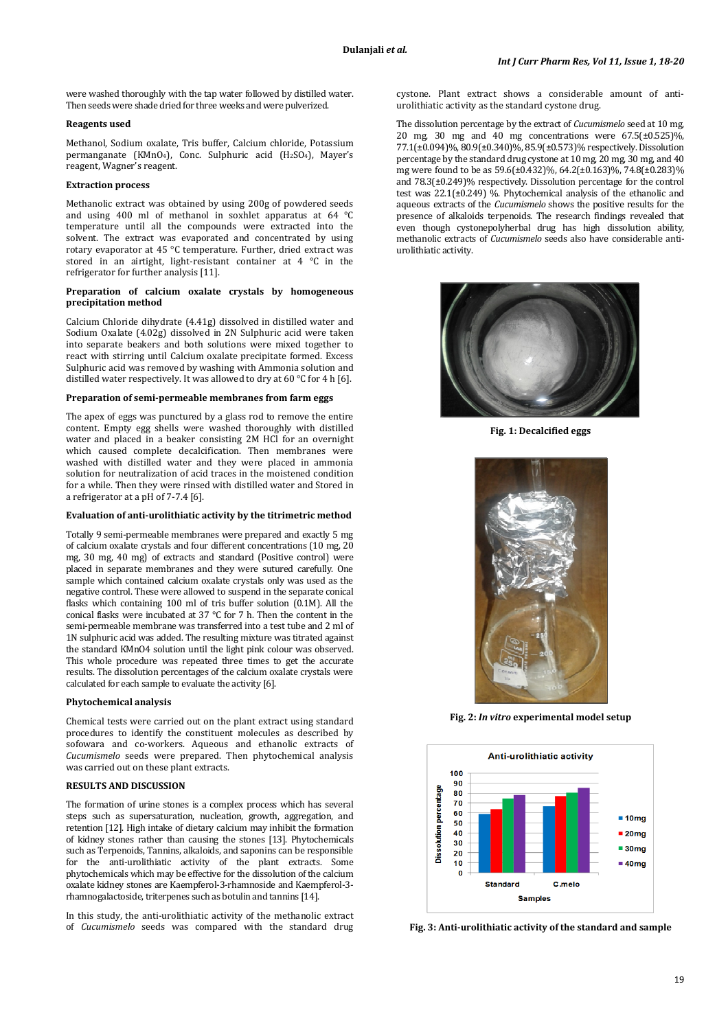were washed thoroughly with the tap water followed by distilled water. Then seeds were shade dried for three weeks and were pulverized.

### Reagents used

Methanol, Sodium oxalate, Tris buffer, Calcium chloride, Potassium permanganate ($KMnO_4$), Conc. Sulphuric acid ($H_2SO_4$), Mayer's reagent, Wagner's reagent.

### Extraction process

Methanolic extract was obtained by using 200g of powdered seeds and using 400 ml of methanol in soxhlet apparatus at 64 °C temperature until all the compounds were extracted into the solvent. The extract was evaporated and concentrated by using rotary evaporator at 45 °C temperature. Further, dried extract was stored in an airtight, light-resistant container at 4 °C in the refrigerator for further analysis [11].

### Preparation of calcium oxalate crystals by homogeneous precipitation method

Calcium Chloride dihydrate (4.41g) dissolved in distilled water and Sodium Oxalate (4.02g) dissolved in 2N Sulphuric acid were taken into separate beakers and both solutions were mixed together to react with stirring until Calcium oxalate precipitate formed. Excess Sulphuric acid was removed by washing with Ammonia solution and distilled water respectively. It was allowed to dry at 60 °C for 4 h [6].

### Preparation of semi-permeable membranes from farm eggs

The apex of eggs was punctured by a glass rod to remove the entire content. Empty egg shells were washed thoroughly with distilled water and placed in a beaker consisting 2M HCl for an overnight which caused complete decalcification. Then membranes were washed with distilled water and they were placed in ammonia solution for neutralization of acid traces in the moistened condition for a while. Then they were rinsed with distilled water and Stored in a refrigerator at a pH of 7-7.4 [6].

### Evaluation of anti-urolithiatic activity by the titrimetric method

Totally 9 semi-permeable membranes were prepared and exactly 5 mg of calcium oxalate crystals and four different concentrations (10 mg, 20 mg, 30 mg, 40 mg) of extracts and standard (Positive control) were placed in separate membranes and they were sutured carefully. One sample which contained calcium oxalate crystals only was used as the negative control. These were allowed to suspend in the separate conical flasks which containing 100 ml of tris buffer solution (0.1M). All the conical flasks were incubated at 37 °C for 7 h. Then the content in the semi-permeable membrane was transferred into a test tube and 2 ml of 1N sulphuric acid was added. The resulting mixture was titrated against the standard KMnO4 solution until the light pink colour was observed. This whole procedure was repeated three times to get the accurate results. The dissolution percentages of the calcium oxalate crystals were calculated for each sample to evaluate the activity [6].

### Phytochemical analysis

Chemical tests were carried out on the plant extract using standard procedures to identify the constituent molecules as described by sofowara and co-workers. Aqueous and ethanolic extracts of *Cucumismelo* seeds were prepared. Then phytochemical analysis was carried out on these plant extracts.

## RESULTS AND DISCUSSION

The formation of urine stones is a complex process which has several steps such as supersaturation, nucleation, growth, aggregation, and retention [12]. High intake of dietary calcium may inhibit the formation of kidney stones rather than causing the stones [13]. Phytochemicals such as Terpenoids, Tannins, alkaloids, and saponins can be responsible for the anti-urolithiatic activity of the plant extracts. Some phytochemicals which may be effective for the dissolution of the calcium oxalate kidney stones are Kaempferol-3-rhamnoside and Kaempferol-3-rhamnogalactoside, triterpenes such as botulin and tannins [14].

In this study, the anti-urolithiatic activity of the methanolic extract of *Cucumismelo* seeds was compared with the standard drug cystone. Plant extract shows a considerable amount of anti-urolithiatic activity as the standard cystone drug.

The dissolution percentage by the extract of *Cucumismelo* seed at 10 mg, 20 mg, 30 mg and 40 mg concentrations were 67.5(±0.525)%, 77.1(±0.094)%, 80.9(±0.340)%, 85.9(±0.573)% respectively. Dissolution percentage by the standard drug cystone at 10 mg, 20 mg, 30 mg, and 40 mg were found to be as 59.6(±0.432)%, 64.2(±0.163)%, 74.8(±0.283)% and 78.3(±0.249)% respectively. Dissolution percentage for the control test was 22.1(±0.249) %. Phytochemical analysis of the ethanolic and aqueous extracts of the *Cucumismelo* shows the positive results for the presence of alkaloids terpenoids. The research findings revealed that even though cystonepolyherbal drug has high dissolution ability, methanolic extracts of *Cucumismelo* seeds also have considerable anti-urolithiatic activity.

**Fig. 1: Decalcified eggs**

**Fig. 2: *In vitro* experimental model setup**

**Fig. 3: Anti-urolithiatic activity of the standard and sample**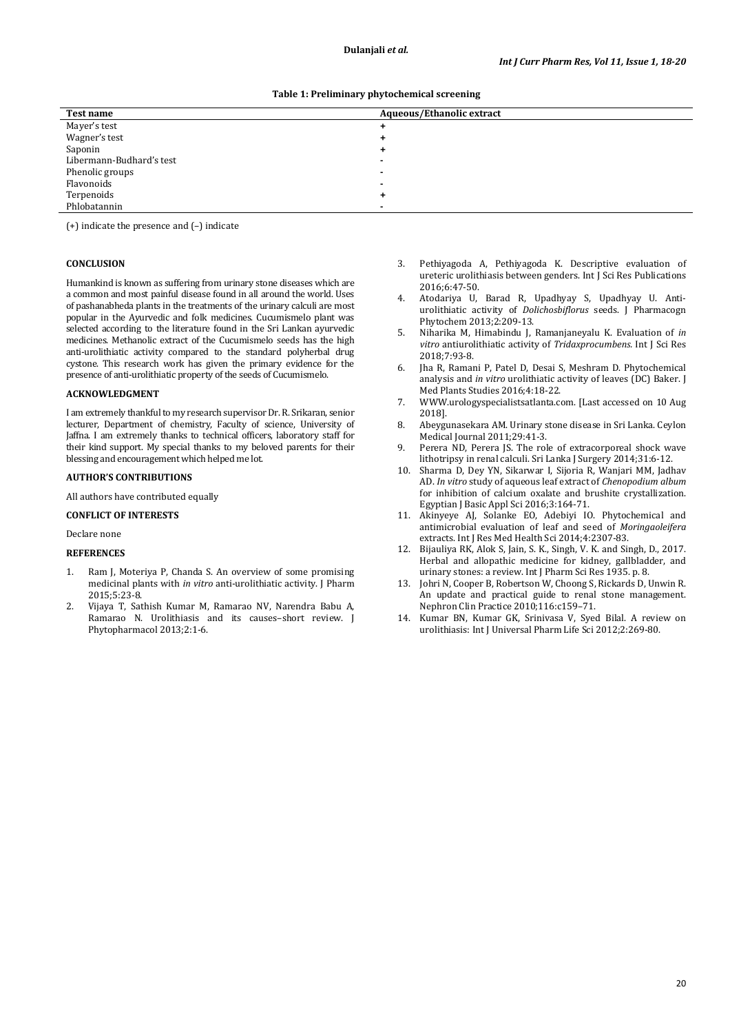**Table 1: Preliminary phytochemical screening**

| Test name | Aqueous/Ethanolic extract |
|---|---|
| Mayer's test | + |
| Wagner's test | + |
| Saponin | + |
| Libermann-Budhard's test | - |
| Phenolic groups | - |
| Flavonoids | - |
| Terpenoids | + |
| Phlobatannin | - |

(+) indicate the presence and (–) indicate

## CONCLUSION

Humankind is known as suffering from urinary stone diseases which are a common and most painful disease found in all around the world. Uses of pashanabheda plants in the treatments of the urinary calculi are most popular in the Ayurvedic and folk medicines. Cucumismelo plant was selected according to the literature found in the Sri Lankan ayurvedic medicines. Methanolic extract of the Cucumismelo seeds has the high anti-urolithiatic activity compared to the standard polyherbal drug cystone. This research work has given the primary evidence for the presence of anti-urolithiatic property of the seeds of Cucumismelo.

## ACKNOWLEDGMENT

I am extremely thankful to my research supervisor Dr. R. Srikaran, senior lecturer, Department of chemistry, Faculty of science, University of Jaffna. I am extremely thanks to technical officers, laboratory staff for their kind support. My special thanks to my beloved parents for their blessing and encouragement which helped me lot.

## AUTHOR'S CONTRIBUTIONS

All authors have contributed equally

## CONFLICT OF INTERESTS

Declare none

## REFERENCES

1. Ram J, Moteriya P, Chanda S. An overview of some promising medicinal plants with *in vitro* anti-urolithiatic activity. J Pharm 2015;5:23-8.
2. Vijaya T, Sathish Kumar M, Ramarao NV, Narendra Babu A, Ramarao N. Urolithiasis and its causes–short review. J Phytopharmacol 2013;2:1-6.
3. Pethiyagoda A, Pethiyagoda K. Descriptive evaluation of ureteric urolithiasis between genders. Int J Sci Res Publications 2016;6:47-50.
4. Atodariya U, Barad R, Upadhyay S, Upadhyay U. Anti-urolithiatic activity of *Dolichosbiflorus* seeds. J Pharmacogn Phytochem 2013;2:209-13.
5. Niharika M, Himabindu J, Ramanjaneyalu K. Evaluation of *in vitro* antiurolithiatic activity of *Tridaxprocumbens*. Int J Sci Res 2018;7:93-8.
6. Jha R, Ramani P, Patel D, Desai S, Meshram D. Phytochemical analysis and *in vitro* urolithiatic activity of leaves (DC) Baker. J Med Plants Studies 2016;4:18-22.
7. WWW.urologyspecialistsatlanta.com. [Last accessed on 10 Aug 2018].
8. Abeygunasekara AM. Urinary stone disease in Sri Lanka. Ceylon Medical Journal 2011;29:41-3.
9. Perera ND, Perera JS. The role of extracorporeal shock wave lithotripsy in renal calculi. Sri Lanka J Surgery 2014;31:6-12.
10. Sharma D, Dey YN, Sikarwar I, Sijoria R, Wanjari MM, Jadhav AD. *In vitro* study of aqueous leaf extract of *Chenopodium album* for inhibition of calcium oxalate and brushite crystallization. Egyptian J Basic Appl Sci 2016;3:164-71.
11. Akinyeye AJ, Solanke EO, Adebiyi IO. Phytochemical and antimicrobial evaluation of leaf and seed of *Moringaoleifera* extracts. Int J Res Med Health Sci 2014;4:2307-83.
12. Bijauliya RK, Alok S, Jain, S. K., Singh, V. K. and Singh, D., 2017. Herbal and allopathic medicine for kidney, gallbladder, and urinary stones: a review. Int J Pharm Sci Res 1935. p. 8.
13. Johri N, Cooper B, Robertson W, Choong S, Rickards D, Unwin R. An update and practical guide to renal stone management. Nephron Clin Practice 2010;116:c159–71.
14. Kumar BN, Kumar GK, Srinivasa V, Syed Bilal. A review on urolithiasis: Int J Universal Pharm Life Sci 2012;2:269-80.